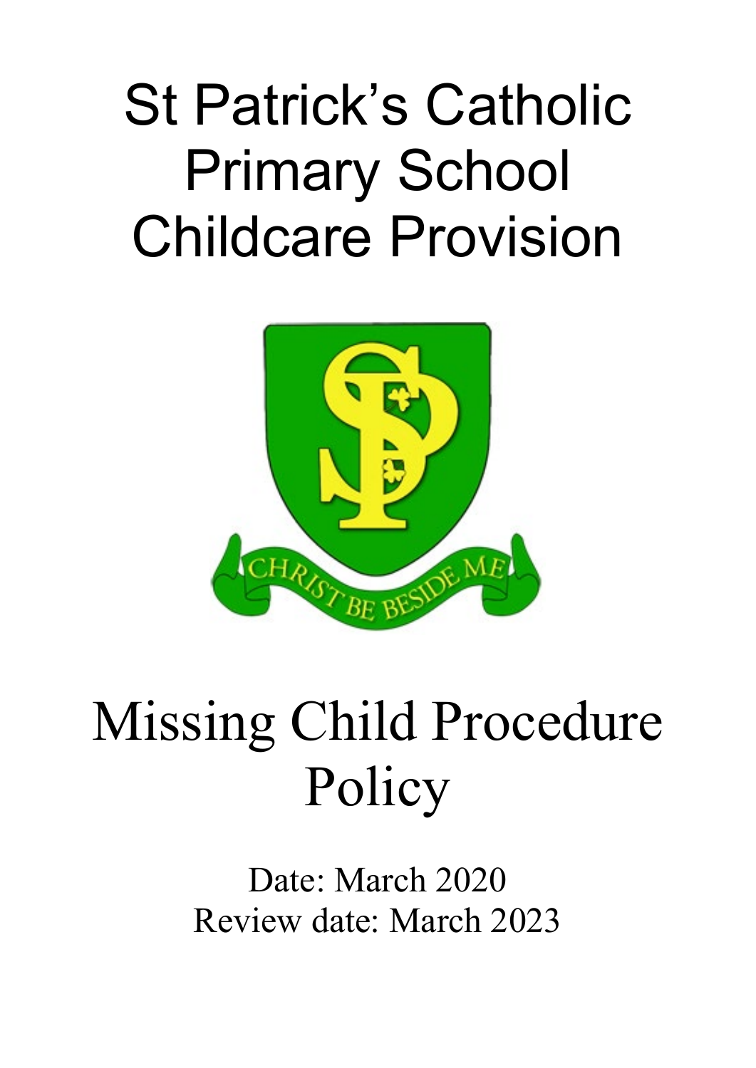# St Patrick's Catholic Primary School Childcare Provision

CHRIST BE BESIDE ME

# Missing Child Procedure Policy

Date: March 2020
Review date: March 2023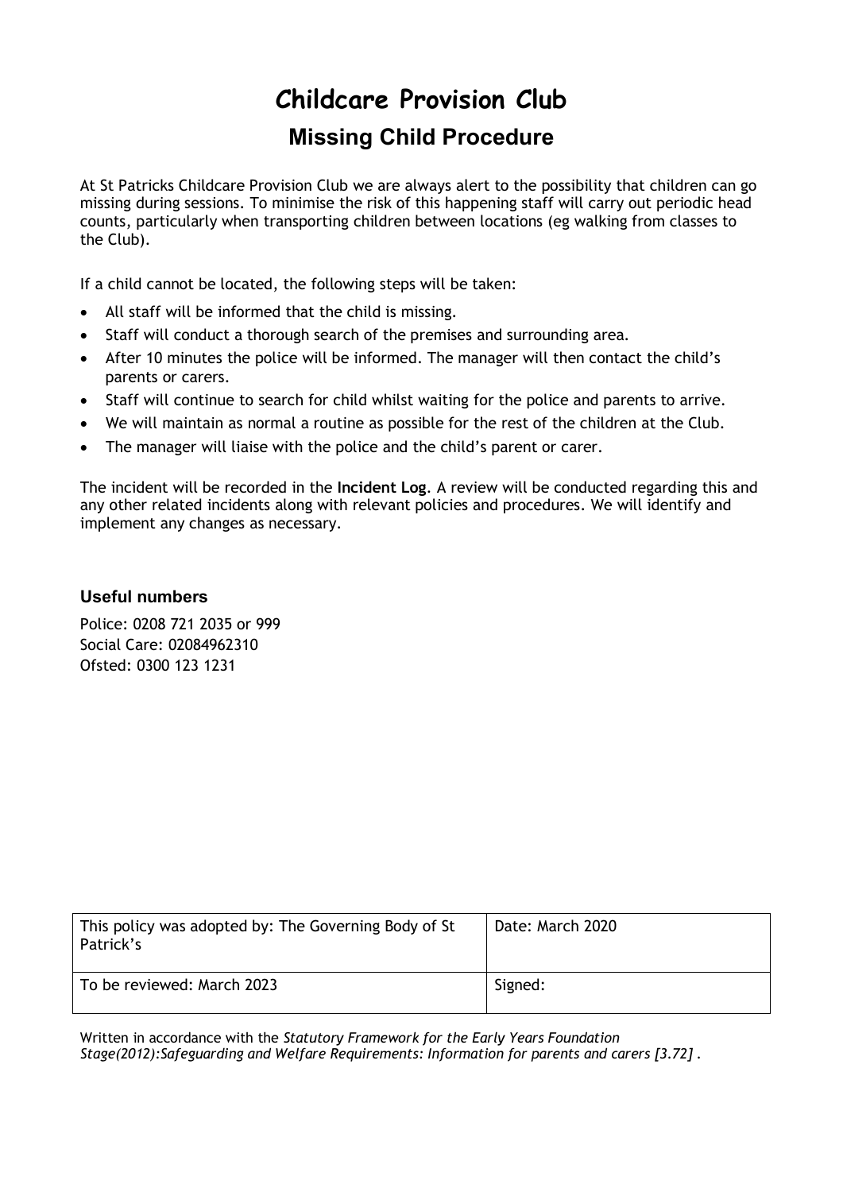# Childcare Provision Club

## Missing Child Procedure

At St Patricks Childcare Provision Club we are always alert to the possibility that children can go missing during sessions. To minimise the risk of this happening staff will carry out periodic head counts, particularly when transporting children between locations (eg walking from classes to the Club).

If a child cannot be located, the following steps will be taken:

- All staff will be informed that the child is missing.
- Staff will conduct a thorough search of the premises and surrounding area.
- After 10 minutes the police will be informed. The manager will then contact the child's parents or carers.
- Staff will continue to search for child whilst waiting for the police and parents to arrive.
- We will maintain as normal a routine as possible for the rest of the children at the Club.
- The manager will liaise with the police and the child's parent or carer.

The incident will be recorded in the **Incident Log**. A review will be conducted regarding this and any other related incidents along with relevant policies and procedures. We will identify and implement any changes as necessary.

### Useful numbers

Police: 0208 721 2035 or 999
Social Care: 02084962310
Ofsted: 0300 123 1231

| | |
|---|---|
| This policy was adopted by: The Governing Body of St Patrick's | Date: March 2020 |
| To be reviewed: March 2023 | Signed: |

Written in accordance with the *Statutory Framework for the Early Years Foundation Stage(2012):Safeguarding and Welfare Requirements: Information for parents and carers [3.72]* .